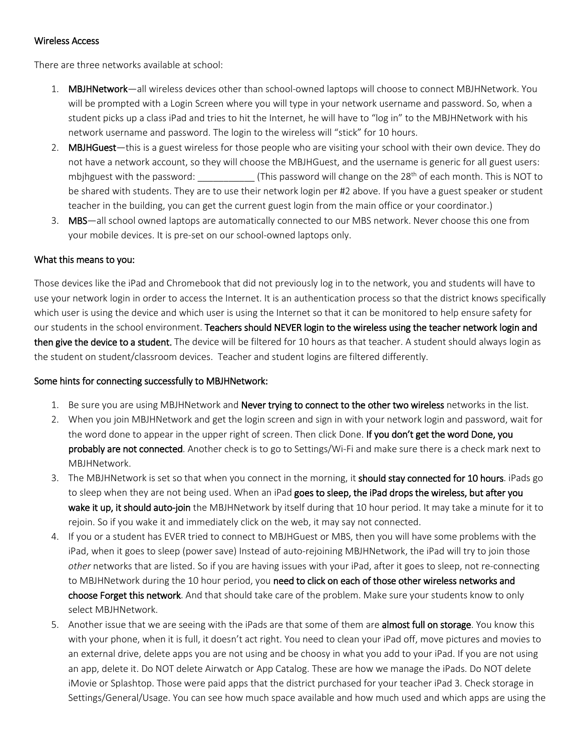Wireless Access

There are three networks available at school:

1. **MBJHNetwork**—all wireless devices other than school-owned laptops will choose to connect MBJHNetwork. You will be prompted with a Login Screen where you will type in your network username and password. So, when a student picks up a class iPad and tries to hit the Internet, he will have to "log in" to the MBJHNetwork with his network username and password. The login to the wireless will "stick" for 10 hours.
2. **MBJHGuest**—this is a guest wireless for those people who are visiting your school with their own device. They do not have a network account, so they will choose the MBJHGuest, and the username is generic for all guest users: mbjhguest with the password: ___________ (This password will change on the 28th of each month. This is NOT to be shared with students. They are to use their network login per #2 above. If you have a guest speaker or student teacher in the building, you can get the current guest login from the main office or your coordinator.)
3. **MBS**—all school owned laptops are automatically connected to our MBS network. Never choose this one from your mobile devices. It is pre-set on our school-owned laptops only.

What this means to you:

Those devices like the iPad and Chromebook that did not previously log in to the network, you and students will have to use your network login in order to access the Internet. It is an authentication process so that the district knows specifically which user is using the device and which user is using the Internet so that it can be monitored to help ensure safety for our students in the school environment. **Teachers should NEVER login to the wireless using the teacher network login and then give the device to a student.** The device will be filtered for 10 hours as that teacher. A student should always login as the student on student/classroom devices. Teacher and student logins are filtered differently.

Some hints for connecting successfully to MBJHNetwork:

1. Be sure you are using MBJHNetwork and **Never trying to connect to the other two wireless** networks in the list.
2. When you join MBJHNetwork and get the login screen and sign in with your network login and password, wait for the word done to appear in the upper right of screen. Then click Done. **If you don't get the word Done, you probably are not connected**. Another check is to go to Settings/Wi-Fi and make sure there is a check mark next to MBJHNetwork.
3. The MBJHNetwork is set so that when you connect in the morning, it **should stay connected for 10 hours**. iPads go to sleep when they are not being used. When an iPad **goes to sleep, the iPad drops the wireless, but after you wake it up, it should auto-join** the MBJHNetwork by itself during that 10 hour period. It may take a minute for it to rejoin. So if you wake it and immediately click on the web, it may say not connected.
4. If you or a student has EVER tried to connect to MBJHGuest or MBS, then you will have some problems with the iPad, when it goes to sleep (power save) Instead of auto-rejoining MBJHNetwork, the iPad will try to join those *other* networks that are listed. So if you are having issues with your iPad, after it goes to sleep, not re-connecting to MBJHNetwork during the 10 hour period, you **need to click on each of those other wireless networks and choose Forget this network**. And that should take care of the problem. Make sure your students know to only select MBJHNetwork.
5. Another issue that we are seeing with the iPads are that some of them are **almost full on storage**. You know this with your phone, when it is full, it doesn't act right. You need to clean your iPad off, move pictures and movies to an external drive, delete apps you are not using and be choosy in what you add to your iPad. If you are not using an app, delete it. Do NOT delete Airwatch or App Catalog. These are how we manage the iPads. Do NOT delete iMovie or Splashtop. Those were paid apps that the district purchased for your teacher iPad 3. Check storage in Settings/General/Usage. You can see how much space available and how much used and which apps are using the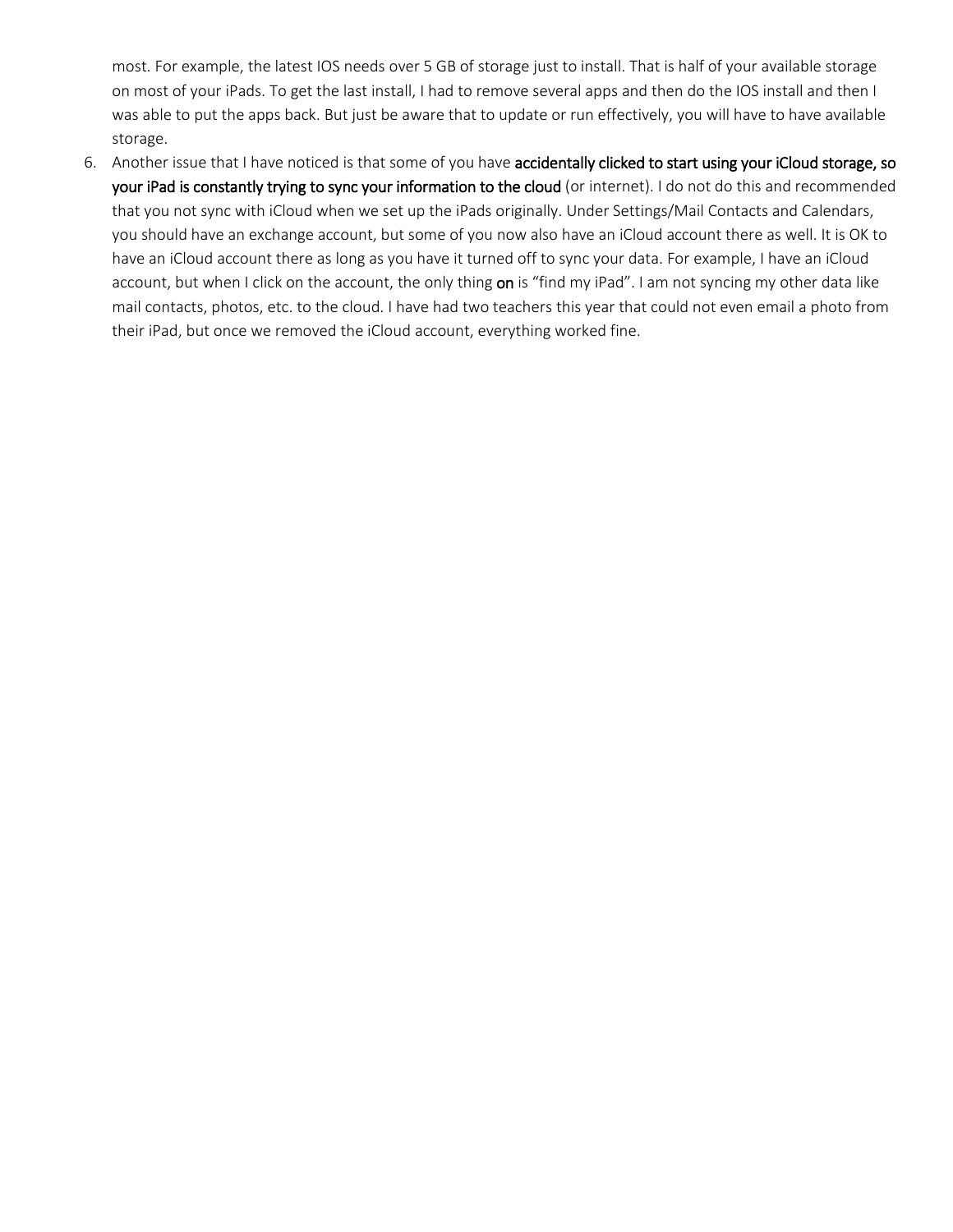most. For example, the latest IOS needs over 5 GB of storage just to install. That is half of your available storage on most of your iPads. To get the last install, I had to remove several apps and then do the IOS install and then I was able to put the apps back. But just be aware that to update or run effectively, you will have to have available storage.

6. Another issue that I have noticed is that some of you have **accidentally clicked to start using your iCloud storage, so your iPad is constantly trying to sync your information to the cloud** (or internet). I do not do this and recommended that you not sync with iCloud when we set up the iPads originally. Under Settings/Mail Contacts and Calendars, you should have an exchange account, but some of you now also have an iCloud account there as well. It is OK to have an iCloud account there as long as you have it turned off to sync your data. For example, I have an iCloud account, but when I click on the account, the only thing **on** is "find my iPad". I am not syncing my other data like mail contacts, photos, etc. to the cloud. I have had two teachers this year that could not even email a photo from their iPad, but once we removed the iCloud account, everything worked fine.